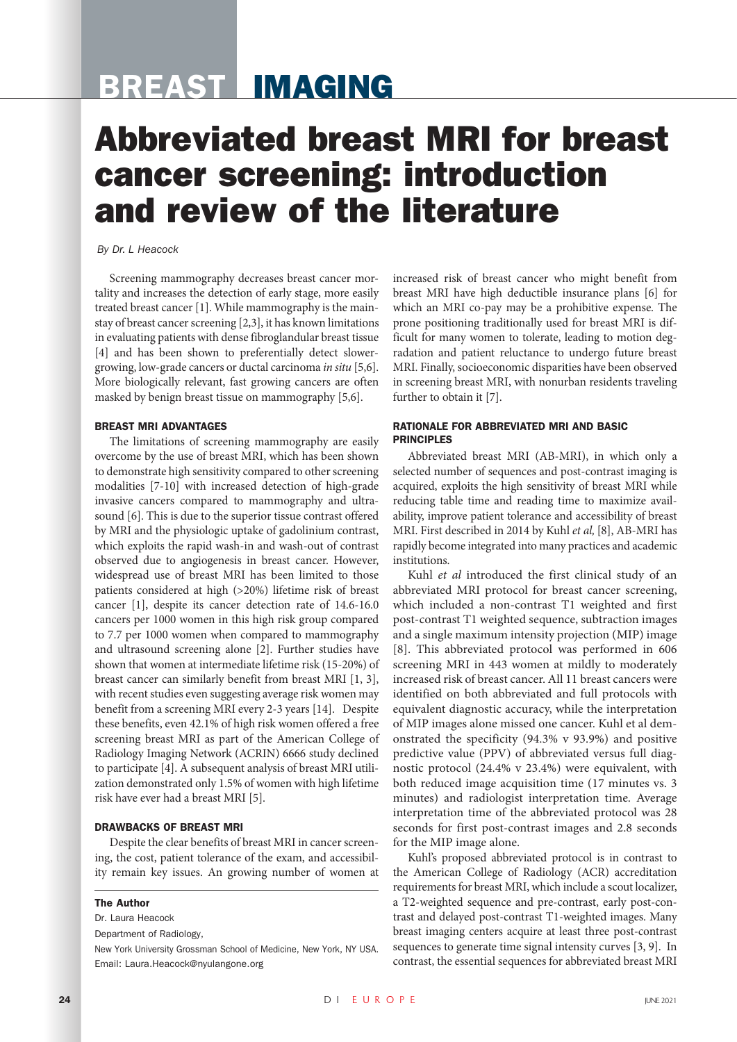# BREAST IMAGING

# Abbreviated breast MRI for breast cancer screening: introduction and review of the literature

*By Dr. L Heacock*

Screening mammography decreases breast cancer mortality and increases the detection of early stage, more easily treated breast cancer [1]. While mammography is the mainstay of breast cancer screening [2,3], it has known limitations in evaluating patients with dense fibroglandular breast tissue [4] and has been shown to preferentially detect slower-growing, low-grade cancers or ductal carcinoma *in situ* [5,6]. More biologically relevant, fast growing cancers are often masked by benign breast tissue on mammography [5,6].

## BREAST MRI ADVANTAGES

The limitations of screening mammography are easily overcome by the use of breast MRI, which has been shown to demonstrate high sensitivity compared to other screening modalities [7-10] with increased detection of high-grade invasive cancers compared to mammography and ultrasound [6]. This is due to the superior tissue contrast offered by MRI and the physiologic uptake of gadolinium contrast, which exploits the rapid wash-in and wash-out of contrast observed due to angiogenesis in breast cancer. However, widespread use of breast MRI has been limited to those patients considered at high (>20%) lifetime risk of breast cancer [1], despite its cancer detection rate of 14.6-16.0 cancers per 1000 women in this high risk group compared to 7.7 per 1000 women when compared to mammography and ultrasound screening alone [2]. Further studies have shown that women at intermediate lifetime risk (15-20%) of breast cancer can similarly benefit from breast MRI [1, 3], with recent studies even suggesting average risk women may benefit from a screening MRI every 2-3 years [14]. Despite these benefits, even 42.1% of high risk women offered a free screening breast MRI as part of the American College of Radiology Imaging Network (ACRIN) 6666 study declined to participate [4]. A subsequent analysis of breast MRI utilization demonstrated only 1.5% of women with high lifetime risk have ever had a breast MRI [5].

## DRAWBACKS OF BREAST MRI

Despite the clear benefits of breast MRI in cancer screening, the cost, patient tolerance of the exam, and accessibility remain key issues. An growing number of women at increased risk of breast cancer who might benefit from breast MRI have high deductible insurance plans [6] for which an MRI co-pay may be a prohibitive expense. The prone positioning traditionally used for breast MRI is difficult for many women to tolerate, leading to motion degradation and patient reluctance to undergo future breast MRI. Finally, socioeconomic disparities have been observed in screening breast MRI, with nonurban residents traveling further to obtain it [7].

## RATIONALE FOR ABBREVIATED MRI AND BASIC PRINCIPLES

Abbreviated breast MRI (AB-MRI), in which only a selected number of sequences and post-contrast imaging is acquired, exploits the high sensitivity of breast MRI while reducing table time and reading time to maximize availability, improve patient tolerance and accessibility of breast MRI. First described in 2014 by Kuhl *et al,* [8], AB-MRI has rapidly become integrated into many practices and academic institutions.

Kuhl *et al* introduced the first clinical study of an abbreviated MRI protocol for breast cancer screening, which included a non-contrast T1 weighted and first post-contrast T1 weighted sequence, subtraction images and a single maximum intensity projection (MIP) image [8]. This abbreviated protocol was performed in 606 screening MRI in 443 women at mildly to moderately increased risk of breast cancer. All 11 breast cancers were identified on both abbreviated and full protocols with equivalent diagnostic accuracy, while the interpretation of MIP images alone missed one cancer. Kuhl et al demonstrated the specificity (94.3% v 93.9%) and positive predictive value (PPV) of abbreviated versus full diagnostic protocol (24.4% v 23.4%) were equivalent, with both reduced image acquisition time (17 minutes vs. 3 minutes) and radiologist interpretation time. Average interpretation time of the abbreviated protocol was 28 seconds for first post-contrast images and 2.8 seconds for the MIP image alone.

Kuhl's proposed abbreviated protocol is in contrast to the American College of Radiology (ACR) accreditation requirements for breast MRI, which include a scout localizer, a T2-weighted sequence and pre-contrast, early post-contrast and delayed post-contrast T1-weighted images. Many breast imaging centers acquire at least three post-contrast sequences to generate time signal intensity curves [3, 9]. In contrast, the essential sequences for abbreviated breast MRI

**The Author**

Dr. Laura Heacock

Department of Radiology,

New York University Grossman School of Medicine, New York, NY USA.

Email: Laura.Heacock@nyulangone.org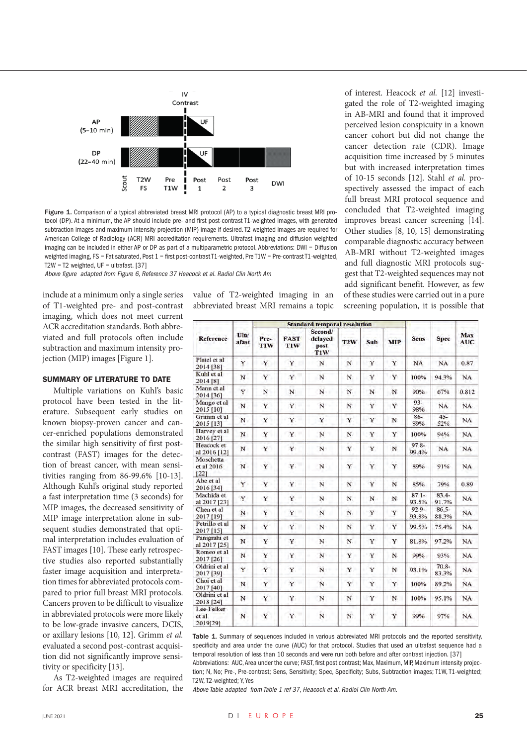Figure 1. Comparison of a typical abbreviated breast MRI protocol (AP) to a typical diagnostic breast MRI protocol (DP). At a minimum, the AP should include pre- and first post-contrast T1-weighted images, with generated subtraction images and maximum intensity projection (MIP) image if desired. T2-weighted images are required for American College of Radiology (ACR) MRI accreditation requirements. Ultrafast imaging and diffusion weighted imaging can be included in either AP or DP as part of a multiparametric protocol. Abbreviations: DWI = Diffusion weighted imaging, FS = Fat saturated, Post 1 = first post-contrast T1-weighted, Pre T1W = Pre-contrast T1-weighted, T2W = T2 weighted, UF = ultrafast. [37]

*Above figure adapted from Figure 6, Reference 37 Heacock et al. Radiol Clin North Am*

include at a minimum only a single series of T1-weighted pre- and post-contrast imaging, which does not meet current ACR accreditation standards. Both abbreviated and full protocols often include subtraction and maximum intensity projection (MIP) images [Figure 1].

## SUMMARY OF LITERATURE TO DATE

Multiple variations on Kuhl's basic protocol have been tested in the literature. Subsequent early studies on known biopsy-proven cancer and cancer-enriched populations demonstrated the similar high sensitivity of first post-contrast (FAST) images for the detection of breast cancer, with mean sensitivities ranging from 86-99.6% [10-13]. Although Kuhl's original study reported a fast interpretation time (3 seconds) for MIP images, the decreased sensitivity of MIP image interpretation alone in subsequent studies demonstrated that optimal interpretation includes evaluation of FAST images [10]. These early retrospective studies also reported substantially faster image acquisition and interpretation times for abbreviated protocols compared to prior full breast MRI protocols. Cancers proven to be difficult to visualize in abbreviated protocols were more likely to be low-grade invasive cancers, DCIS, or axillary lesions [10, 12]. Grimm *et al.* evaluated a second post-contrast acquisition did not significantly improve sensitivity or specificity [13].

As T2-weighted images are required for ACR breast MRI accreditation, the value of T2-weighted imaging in an abbreviated breast MRI remains a topic of interest. Heacock *et al.* [12] investigated the role of T2-weighted imaging in AB-MRI and found that it improved perceived lesion conspicuity in a known cancer cohort but did not change the cancer detection rate (CDR). Image acquisition time increased by 5 minutes but with increased interpretation times of 10-15 seconds [12]. Stahl *et al.* prospectively assessed the impact of each full breast MRI protocol sequence and concluded that T2-weighted imaging improves breast cancer screening [14]. Other studies [8, 10, 15] demonstrating comparable diagnostic accuracy between AB-MRI without T2-weighted images and full diagnostic MRI protocols suggest that T2-weighted sequences may not add significant benefit. However, as few of these studies were carried out in a pure screening population, it is possible that

| Reference | Ultrafast | Standard temporal resolution | | | | | | Sens | Spec | Max AUC |
|---|---|---|---|---|---|---|---|---|---|---|
| | | Pre-T1W | FAST T1W | Second/delayed post T1W | T2W | Sub | MIP | | | |
| Platel et al 2014 [38] | Y | Y | Y | N | N | Y | Y | NA | NA | 0.87 |
| Kuhl et al 2014 [8] | N | Y | Y | N | N | Y | Y | 100% | 94.3% | NA |
| Mann et al 2014 [36] | Y | N | N | N | N | N | N | 90% | 67% | 0.812 |
| Mango et al 2015 [10] | N | Y | Y | N | N | Y | Y | 93-98% | NA | NA |
| Grimm et al 2015 [13] | N | Y | Y | Y | Y | Y | N | 86-89% | 45-52% | NA |
| Harvey et al 2016 [27] | N | Y | Y | N | N | Y | Y | 100% | 94% | NA |
| Heacock et al 2016 [12] | N | Y | Y | N | Y | Y | N | 97.8-99.4% | NA | NA |
| Moschetta et al 2016 [22] | N | Y | Y | N | Y | Y | Y | 89% | 91% | NA |
| Abe et al 2016 [34] | Y | Y | Y | N | N | Y | N | 85% | 79% | 0.89 |
| Machida et al 2017 [23] | Y | Y | Y | N | N | N | N | 87.1-93.5% | 83.4-91.7% | NA |
| Chen et al 2017 [19] | N | Y | Y | N | N | Y | Y | 92.9-93.8% | 86.5-88.3% | NA |
| Petrillo et al 2017 [15] | N | Y | Y | N | N | Y | Y | 99.5% | 75.4% | NA |
| Panigrahi et al 2017 [25] | N | Y | Y | N | N | Y | Y | 81.8% | 97.2% | NA |
| Romeo et al 2017 [26] | N | Y | Y | N | Y | Y | N | 99% | 93% | NA |
| Oldrini et al 2017 [39] | Y | Y | Y | N | Y | Y | N | 93.1% | 70.8-83.3% | NA |
| Choi et al 2017 [40] | N | Y | Y | N | Y | Y | Y | 100% | 89.2% | NA |
| Oldrini et al 2018 [24] | N | Y | Y | N | N | Y | N | 100% | 95.1% | NA |
| Lee-Felker et al 2019[29] | N | Y | Y | N | N | Y | Y | 99% | 97% | NA |

Table 1. Summary of sequences included in various abbreviated MRI protocols and the reported sensitivity, specificity and area under the curve (AUC) for that protocol. Studies that used an ultrafast sequence had a temporal resolution of less than 10 seconds and were run both before and after contrast injection. [37]
Abbreviations: AUC, Area under the curve; FAST, first post contrast; Max, Maximum, MIP, Maximum intensity projection; N, No; Pre-, Pre-contrast; Sens, Sensitivity; Spec, Specificity; Subs, Subtraction images; T1W, T1-weighted; T2W, T2-weighted; Y, Yes

*Above Table adapted from Table 1 ref 37, Heacock et al. Radiol Clin North Am.*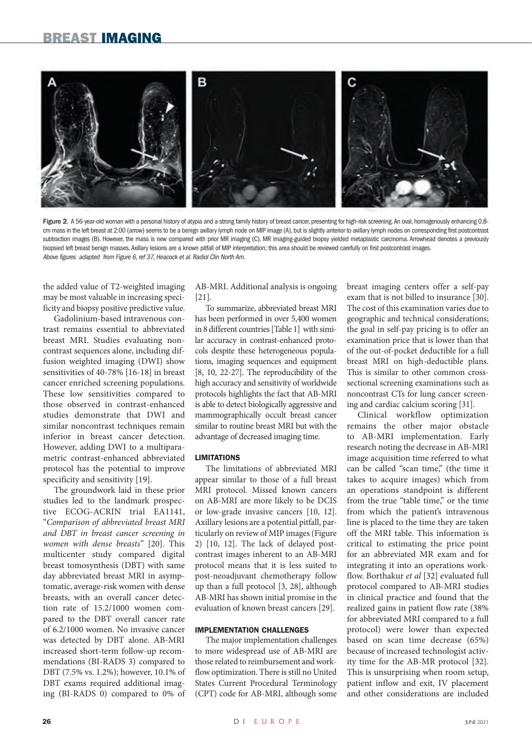Figure 2. A 56-year-old woman with a personal history of atypia and a strong family history of breast cancer, presenting for high-risk screening. An oval, homogenously enhancing 0.8-cm mass in the left breast at 2:00 (arrow) seems to be a benign axillary lymph node on MIP image (A), but is slightly anterior to axillary lymph nodes on corresponding first postcontrast subtraction images (B). However, the mass is new compared with prior MR imaging (C). MR imaging-guided biopsy yielded metaplastic carcinoma. Arrowhead denotes a previously biopsied left breast benign masses. Axillary lesions are a known pitfall of MIP interpretation; this area should be reviewed carefully on first postcontrast images.
*Above figures adapted from Figure 6, ref 37, Heacock et al. Radiol Clin North Am.*

the added value of T2-weighted imaging may be most valuable in increasing specificity and biopsy positive predictive value.

Gadolinium-based intravenous contrast remains essential to abbreviated breast MRI. Studies evaluating noncontrast sequences alone, including diffusion weighted imaging (DWI) show sensitivities of 40-78% [16-18] in breast cancer enriched screening populations. These low sensitivities compared to those observed in contrast-enhanced studies demonstrate that DWI and similar noncontrast techniques remain inferior in breast cancer detection. However, adding DWI to a multiparametric contrast-enhanced abbreviated protocol has the potential to improve specificity and sensitivity [19].

The groundwork laid in these prior studies led to the landmark prospective ECOG-ACRIN trial EA1141, "*Comparison of abbreviated breast MRI and DBT in breast cancer screening in women with dense breasts*" [20]. This multicenter study compared digital breast tomosynthesis (DBT) with same day abbreviated breast MRI in asymptomatic, average-risk women with dense breasts, with an overall cancer detection rate of 15.2/1000 women compared to the DBT overall cancer rate of 6.2/1000 women. No invasive cancer was detected by DBT alone. AB-MRI increased short-term follow-up recommendations (BI-RADS 3) compared to DBT (7.5% vs. 1.2%); however, 10.1% of DBT exams required additional imaging (BI-RADS 0) compared to 0% of AB-MRI. Additional analysis is ongoing [21].

To summarize, abbreviated breast MRI has been performed in over 5,400 women in 8 different countries [Table 1] with similar accuracy in contrast-enhanced protocols despite these heterogeneous populations, imaging sequences and equipment [8, 10, 22-27]. The reproducibility of the high accuracy and sensitivity of worldwide protocols highlights the fact that AB-MRI is able to detect biologically aggressive and mammographically occult breast cancer similar to routine breast MRI but with the advantage of decreased imaging time.

## LIMITATIONS

The limitations of abbreviated MRI appear similar to those of a full breast MRI protocol. Missed known cancers on AB-MRI are more likely to be DCIS or low-grade invasive cancers [10, 12]. Axillary lesions are a potential pitfall, particularly on review of MIP images (Figure 2) [10, 12]. The lack of delayed post-contrast images inherent to an AB-MRI protocol means that it is less suited to post-neoadjuvant chemotherapy follow up than a full protocol [3, 28], although AB-MRI has shown initial promise in the evaluation of known breast cancers [29].

## IMPLEMENTATION CHALLENGES

The major implementation challenges to more widespread use of AB-MRI are those related to reimbursement and workflow optimization. There is still no United States Current Procedural Terminology (CPT) code for AB-MRI, although some breast imaging centers offer a self-pay exam that is not billed to insurance [30]. The cost of this examination varies due to geographic and technical considerations; the goal in self-pay pricing is to offer an examination price that is lower than that of the out-of-pocket deductible for a full breast MRI on high-deductible plans. This is similar to other common cross-sectional screening examinations such as noncontrast CTs for lung cancer screening and cardiac calcium scoring [31].

Clinical workflow optimization remains the other major obstacle to AB-MRI implementation. Early research noting the decrease in AB-MRI image acquisition time referred to what can be called "scan time," (the time it takes to acquire images) which from an operations standpoint is different from the true "table time," or the time from which the patient's intravenous line is placed to the time they are taken off the MRI table. This information is critical to estimating the price point for an abbreviated MR exam and for integrating it into an operations workflow. Borthakur *et al* [32] evaluated full protocol compared to AB-MRI studies in clinical practice and found that the realized gains in patient flow rate (38% for abbreviated MRI compared to a full protocol) were lower than expected based on scan time decrease (65%) because of increased technologist activity time for the AB-MR protocol [32]. This is unsurprising when room setup, patient inflow and exit, IV placement and other considerations are included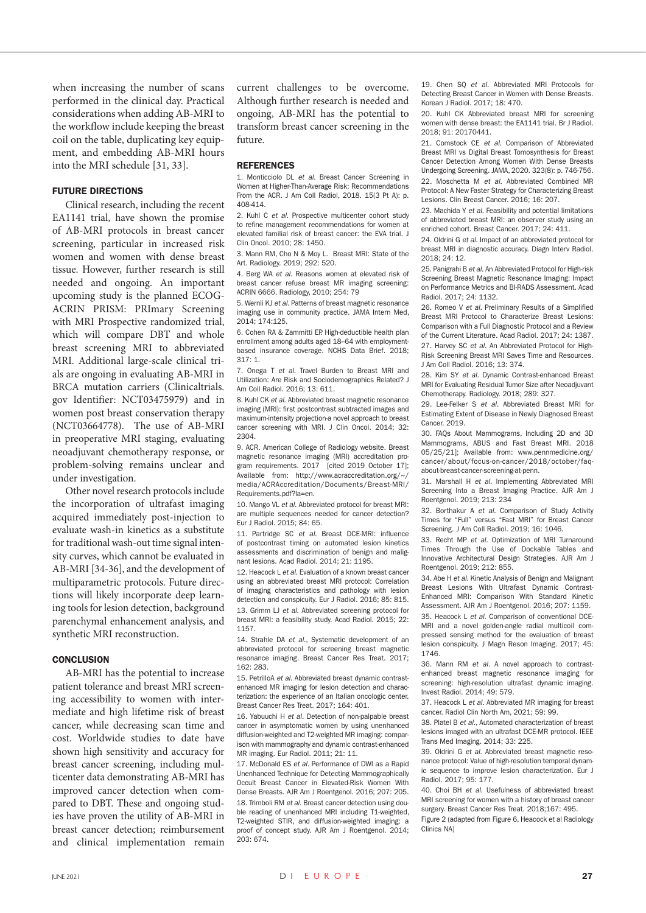when increasing the number of scans performed in the clinical day. Practical considerations when adding AB-MRI to the workflow include keeping the breast coil on the table, duplicating key equipment, and embedding AB-MRI hours into the MRI schedule [31, 33].

## FUTURE DIRECTIONS

Clinical research, including the recent EA1141 trial, have shown the promise of AB-MRI protocols in breast cancer screening, particular in increased risk women and women with dense breast tissue. However, further research is still needed and ongoing. An important upcoming study is the planned ECOG-ACRIN PRISM: PRImary Screening with MRI Prospective randomized trial, which will compare DBT and whole breast screening MRI to abbreviated MRI. Additional large-scale clinical trials are ongoing in evaluating AB-MRI in BRCA mutation carriers (Clinicaltrials.gov Identifier: NCT03475979) and in women post breast conservation therapy (NCT03664778). The use of AB-MRI in preoperative MRI staging, evaluating neoadjuvant chemotherapy response, or problem-solving remains unclear and under investigation.

Other novel research protocols include the incorporation of ultrafast imaging acquired immediately post-injection to evaluate wash-in kinetics as a substitute for traditional wash-out time signal intensity curves, which cannot be evaluated in AB-MRI [34-36], and the development of multiparametric protocols. Future directions will likely incorporate deep learning tools for lesion detection, background parenchymal enhancement analysis, and synthetic MRI reconstruction.

## CONCLUSION

AB-MRI has the potential to increase patient tolerance and breast MRI screening accessibility to women with intermediate and high lifetime risk of breast cancer, while decreasing scan time and cost. Worldwide studies to date have shown high sensitivity and accuracy for breast cancer screening, including multicenter data demonstrating AB-MRI has improved cancer detection when compared to DBT. These and ongoing studies have proven the utility of AB-MRI in breast cancer detection; reimbursement and clinical implementation remain current challenges to be overcome. Although further research is needed and ongoing, AB-MRI has the potential to transform breast cancer screening in the future.

## REFERENCES

1. Monticciolo DL *et al.* Breast Cancer Screening in Women at Higher-Than-Average Risk: Recommendations From the ACR. J Am Coll Radiol, 2018. 15(3 Pt A): p. 408-414.
2. Kuhl C *et al.* Prospective multicenter cohort study to refine management recommendations for women at elevated familial risk of breast cancer: the EVA trial. J Clin Oncol. 2010; 28: 1450.
3. Mann RM, Cho N & Moy L. Breast MRI: State of the Art. Radiology. 2019; 292: 520.
4. Berg WA *et al.* Reasons women at elevated risk of breast cancer refuse breast MR imaging screening: ACRIN 6666. Radiology, 2010; 254: 79
5. Wernli KJ *et al.* Patterns of breast magnetic resonance imaging use in community practice. JAMA Intern Med, 2014; 174:125.
6. Cohen RA & Zammitti EP. High-deductible health plan enrollment among adults aged 18–64 with employment-based insurance coverage. NCHS Data Brief. 2018; 317: 1.
7. Onega T *et al.* Travel Burden to Breast MRI and Utilization: Are Risk and Sociodemographics Related? J Am Coll Radiol. 2016; 13: 611.
8. Kuhl CK *et al.* Abbreviated breast magnetic resonance imaging (MRI): first postcontrast subtracted images and maximum-intensity projection-a novel approach to breast cancer screening with MRI. J Clin Oncol. 2014; 32: 2304.
9. ACR. American College of Radiology website. Breast magnetic resonance imaging (MRI) accreditation program requirements. 2017 [cited 2019 October 17]; Available from: http://www.acraccreditation.org/~/media/ACRAccreditation/Documents/Breast-MRI/Requirements.pdf?la=en.
10. Mango VL *et al.* Abbreviated protocol for breast MRI: are multiple sequences needed for cancer detection? Eur J Radiol. 2015; 84: 65.
11. Partridge SC *et al.* Breast DCE-MRI: influence of postcontrast timing on automated lesion kinetics assessments and discrimination of benign and malignant lesions. Acad Radiol. 2014; 21: 1195.
12. Heacock L *et al.* Evaluation of a known breast cancer using an abbreviated breast MRI protocol: Correlation of imaging characteristics and pathology with lesion detection and conspicuity. Eur J Radiol. 2016; 85: 815.
13. Grimm LJ *et al.* Abbreviated screening protocol for breast MRI: a feasibility study. Acad Radiol. 2015; 22: 1157.
14. Strahle DA *et al.*, Systematic development of an abbreviated protocol for screening breast magnetic resonance imaging. Breast Cancer Res Treat. 2017; 162: 283.
15. PetrilloA *et al.* Abbreviated breast dynamic contrast-enhanced MR imaging for lesion detection and characterization: the experience of an Italian oncologic center. Breast Cancer Res Treat. 2017; 164: 401.
16. Yabuuchi H *et al.* Detection of non-palpable breast cancer in asymptomatic women by using unenhanced diffusion-weighted and T2-weighted MR imaging: comparison with mammography and dynamic contrast-enhanced MR imaging. Eur Radiol. 2011; 21: 11.
17. McDonald ES *et al.* Performance of DWI as a Rapid Unenhanced Technique for Detecting Mammographically Occult Breast Cancer in Elevated-Risk Women With Dense Breasts. AJR Am J Roentgenol. 2016; 207: 205.
18. Trimboli RM *et al.* Breast cancer detection using double reading of unenhanced MRI including T1-weighted, T2-weighted STIR, and diffusion-weighted imaging: a proof of concept study. AJR Am J Roentgenol. 2014; 203: 674.
19. Chen SQ *et al.* Abbreviated MRI Protocols for Detecting Breast Cancer in Women with Dense Breasts. Korean J Radiol. 2017; 18: 470.
20. Kuhl CK Abbreviated breast MRI for screening women with dense breast: the EA1141 trial. Br J Radiol. 2018; 91: 20170441.
21. Comstock CE *et al.* Comparison of Abbreviated Breast MRI vs Digital Breast Tomosynthesis for Breast Cancer Detection Among Women With Dense Breasts Undergoing Screening. JAMA, 2020. 323(8): p. 746-756.
22. Moschetta M *et al.* Abbreviated Combined MR Protocol: A New Faster Strategy for Characterizing Breast Lesions. Clin Breast Cancer. 2016; 16: 207.
23. Machida Y *et al.* Feasibility and potential limitations of abbreviated breast MRI: an observer study using an enriched cohort. Breast Cancer. 2017; 24: 411.
24. Oldrini G *et al.* Impact of an abbreviated protocol for breast MRI in diagnostic accuracy. Diagn Interv Radiol. 2018; 24: 12.
25. Panigrahi B *et al.* An Abbreviated Protocol for High-risk Screening Breast Magnetic Resonance Imaging: Impact on Performance Metrics and BI-RADS Assessment. Acad Radiol. 2017; 24: 1132.
26. Romeo V *et al.* Preliminary Results of a Simplified Breast MRI Protocol to Characterize Breast Lesions: Comparison with a Full Diagnostic Protocol and a Review of the Current Literature. Acad Radiol. 2017; 24: 1387.
27. Harvey SC *et al.* An Abbreviated Protocol for High-Risk Screening Breast MRI Saves Time and Resources. J Am Coll Radiol. 2016; 13: 374.
28. Kim SY *et al.* Dynamic Contrast-enhanced Breast MRI for Evaluating Residual Tumor Size after Neoadjuvant Chemotherapy. Radiology. 2018; 289: 327.
29. Lee-Felker S *et al.* Abbreviated Breast MRI for Estimating Extent of Disease in Newly Diagnosed Breast Cancer. 2019.
30. FAQs About Mammograms, Including 2D and 3D Mammograms, ABUS and Fast Breast MRI. 2018 05/25/21]; Available from: www.pennmedicine.org/cancer/about/focus-on-cancer/2018/october/faq-about-breast-cancer-screening-at-penn.
31. Marshall H *et al.* Implementing Abbreviated MRI Screening Into a Breast Imaging Practice. AJR Am J Roentgenol. 2019; 213: 234
32. Borthakur A *et al.* Comparison of Study Activity Times for "Full" versus "Fast MRI" for Breast Cancer Screening. J Am Coll Radiol. 2019; 16: 1046.
33. Recht MP *et al.* Optimization of MRI Turnaround Times Through the Use of Dockable Tables and Innovative Architectural Design Strategies. AJR Am J Roentgenol. 2019; 212: 855.
34. Abe H *et al.* Kinetic Analysis of Benign and Malignant Breast Lesions With Ultrafast Dynamic Contrast-Enhanced MRI: Comparison With Standard Kinetic Assessment. AJR Am J Roentgenol. 2016; 207: 1159.
35. Heacock L *et al.* Comparison of conventional DCE-MRI and a novel golden-angle radial multicoil compressed sensing method for the evaluation of breast lesion conspicuity. J Magn Reson Imaging. 2017; 45: 1746.
36. Mann RM *et al.* A novel approach to contrast-enhanced breast magnetic resonance imaging for screening: high-resolution ultrafast dynamic imaging. Invest Radiol. 2014; 49: 579.
37. Heacock L *et al.* Abbreviated MR imaging for breast cancer. Radiol Clin North Am, 2021; 59: 99.
38. Platel B *et al.*, Automated characterization of breast lesions imaged with an ultrafast DCE-MR protocol. IEEE Trans Med Imaging. 2014; 33: 225.
39. Oldrini G *et al.* Abbreviated breast magnetic resonance protocol: Value of high-resolution temporal dynamic sequence to improve lesion characterization. Eur J Radiol. 2017; 95: 177.
40. Choi BH *et al.* Usefulness of abbreviated breast MRI screening for women with a history of breast cancer surgery. Breast Cancer Res Treat. 2018;167: 495.

Figure 2 (adapted from Figure 6, Heacock et al Radiology Clinics NA)